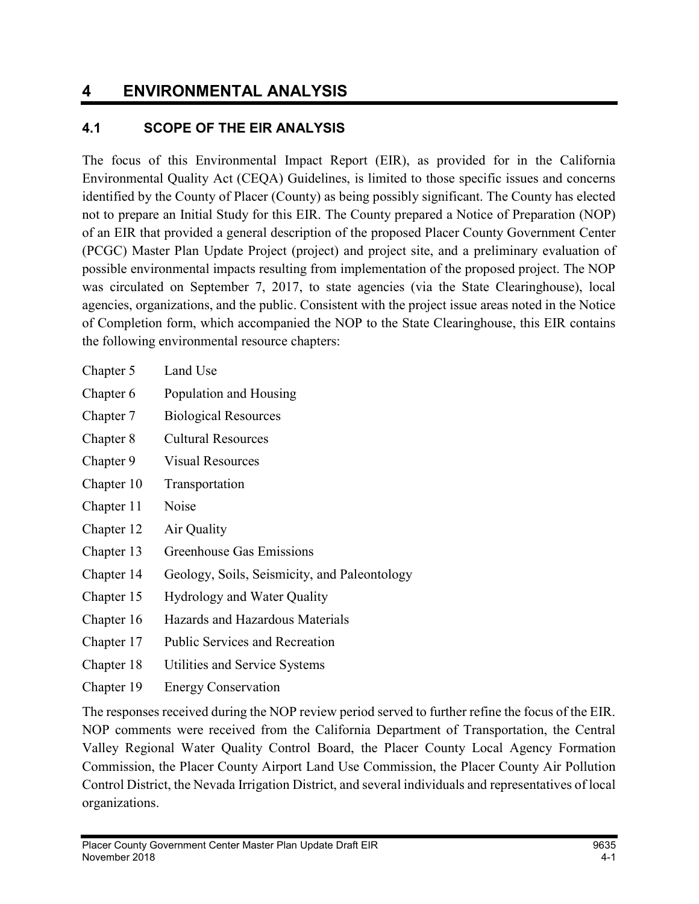# 4 ENVIRONMENTAL ANALYSIS

## 4.1 SCOPE OF THE EIR ANALYSIS

The focus of this Environmental Impact Report (EIR), as provided for in the California Environmental Quality Act (CEQA) Guidelines, is limited to those specific issues and concerns identified by the County of Placer (County) as being possibly significant. The County has elected not to prepare an Initial Study for this EIR. The County prepared a Notice of Preparation (NOP) of an EIR that provided a general description of the proposed Placer County Government Center (PCGC) Master Plan Update Project (project) and project site, and a preliminary evaluation of possible environmental impacts resulting from implementation of the proposed project. The NOP was circulated on September 7, 2017, to state agencies (via the State Clearinghouse), local agencies, organizations, and the public. Consistent with the project issue areas noted in the Notice of Completion form, which accompanied the NOP to the State Clearinghouse, this EIR contains the following environmental resource chapters:

- Chapter 5 Land Use
- Chapter 6 Population and Housing
- Chapter 7 Biological Resources
- Chapter 8 Cultural Resources
- Chapter 9 Visual Resources
- Chapter 10 Transportation
- Chapter 11 Noise
- Chapter 12 Air Quality
- Chapter 13 Greenhouse Gas Emissions
- Chapter 14 Geology, Soils, Seismicity, and Paleontology
- Chapter 15 Hydrology and Water Quality
- Chapter 16 Hazards and Hazardous Materials
- Chapter 17 Public Services and Recreation
- Chapter 18 Utilities and Service Systems
- Chapter 19 Energy Conservation

The responses received during the NOP review period served to further refine the focus of the EIR. NOP comments were received from the California Department of Transportation, the Central Valley Regional Water Quality Control Board, the Placer County Local Agency Formation Commission, the Placer County Airport Land Use Commission, the Placer County Air Pollution Control District, the Nevada Irrigation District, and several individuals and representatives of local organizations.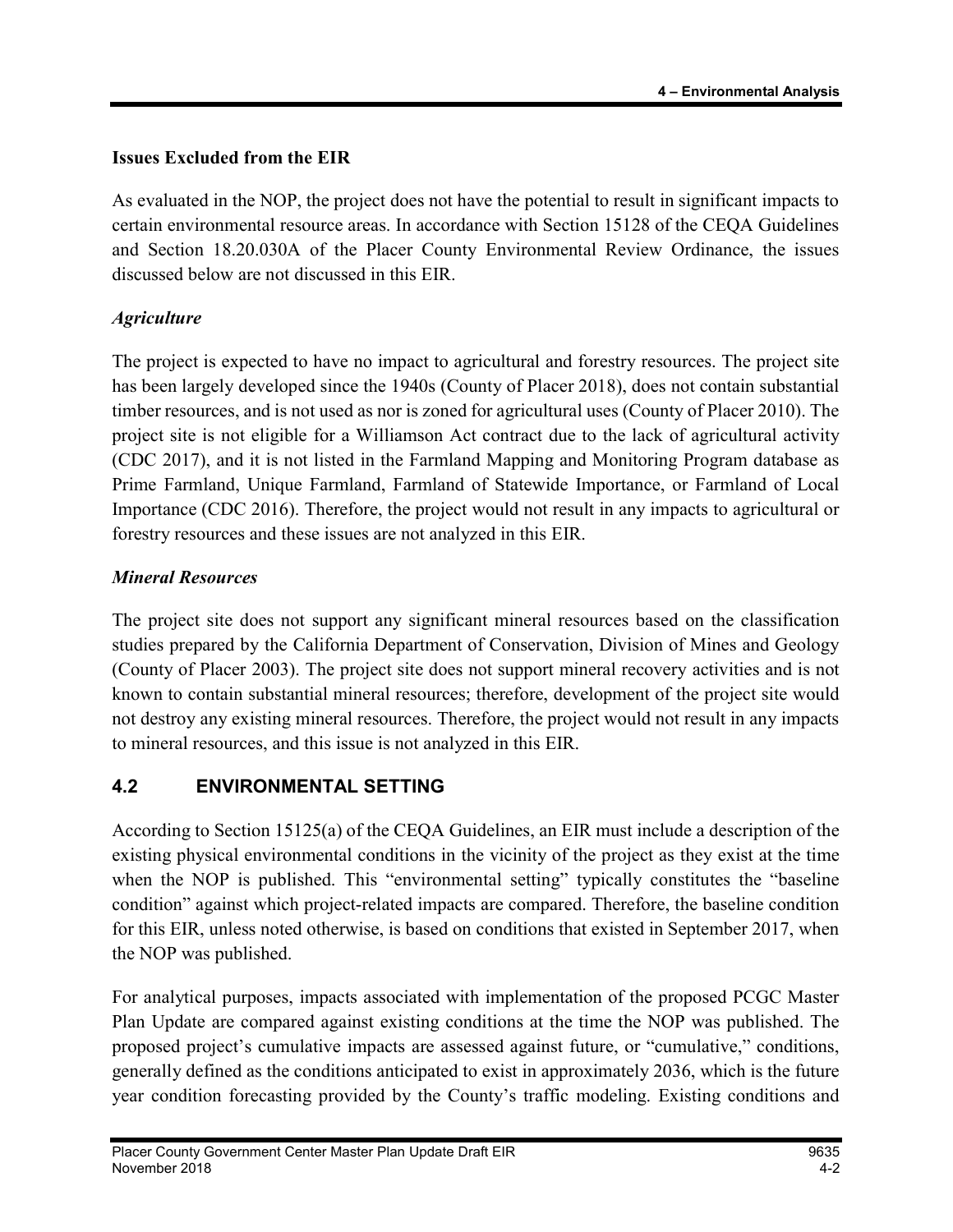### Issues Excluded from the EIR

As evaluated in the NOP, the project does not have the potential to result in significant impacts to certain environmental resource areas. In accordance with Section 15128 of the CEQA Guidelines and Section 18.20.030A of the Placer County Environmental Review Ordinance, the issues discussed below are not discussed in this EIR.

#### *Agriculture*

The project is expected to have no impact to agricultural and forestry resources. The project site has been largely developed since the 1940s (County of Placer 2018), does not contain substantial timber resources, and is not used as nor is zoned for agricultural uses (County of Placer 2010). The project site is not eligible for a Williamson Act contract due to the lack of agricultural activity (CDC 2017), and it is not listed in the Farmland Mapping and Monitoring Program database as Prime Farmland, Unique Farmland, Farmland of Statewide Importance, or Farmland of Local Importance (CDC 2016). Therefore, the project would not result in any impacts to agricultural or forestry resources and these issues are not analyzed in this EIR.

#### *Mineral Resources*

The project site does not support any significant mineral resources based on the classification studies prepared by the California Department of Conservation, Division of Mines and Geology (County of Placer 2003). The project site does not support mineral recovery activities and is not known to contain substantial mineral resources; therefore, development of the project site would not destroy any existing mineral resources. Therefore, the project would not result in any impacts to mineral resources, and this issue is not analyzed in this EIR.

## 4.2 ENVIRONMENTAL SETTING

According to Section 15125(a) of the CEQA Guidelines, an EIR must include a description of the existing physical environmental conditions in the vicinity of the project as they exist at the time when the NOP is published. This "environmental setting" typically constitutes the "baseline condition" against which project-related impacts are compared. Therefore, the baseline condition for this EIR, unless noted otherwise, is based on conditions that existed in September 2017, when the NOP was published.

For analytical purposes, impacts associated with implementation of the proposed PCGC Master Plan Update are compared against existing conditions at the time the NOP was published. The proposed project's cumulative impacts are assessed against future, or "cumulative," conditions, generally defined as the conditions anticipated to exist in approximately 2036, which is the future year condition forecasting provided by the County's traffic modeling. Existing conditions and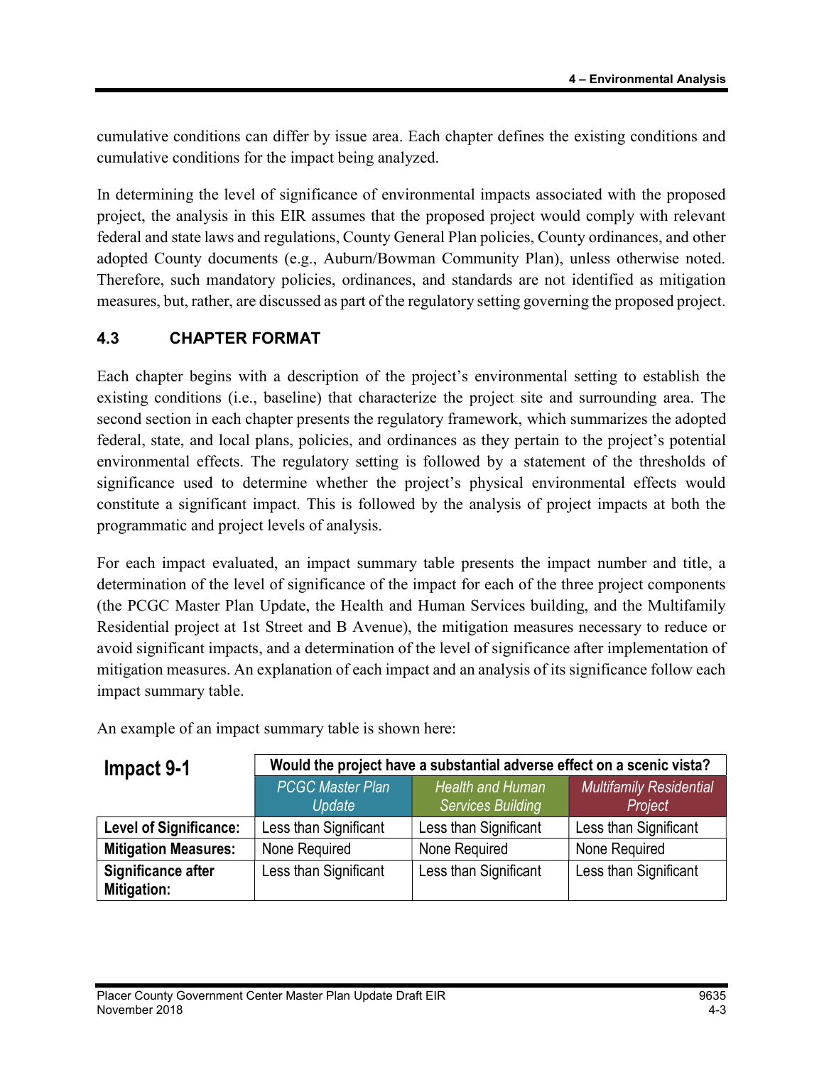cumulative conditions can differ by issue area. Each chapter defines the existing conditions and cumulative conditions for the impact being analyzed.

In determining the level of significance of environmental impacts associated with the proposed project, the analysis in this EIR assumes that the proposed project would comply with relevant federal and state laws and regulations, County General Plan policies, County ordinances, and other adopted County documents (e.g., Auburn/Bowman Community Plan), unless otherwise noted. Therefore, such mandatory policies, ordinances, and standards are not identified as mitigation measures, but, rather, are discussed as part of the regulatory setting governing the proposed project.

## 4.3 CHAPTER FORMAT

Each chapter begins with a description of the project's environmental setting to establish the existing conditions (i.e., baseline) that characterize the project site and surrounding area. The second section in each chapter presents the regulatory framework, which summarizes the adopted federal, state, and local plans, policies, and ordinances as they pertain to the project's potential environmental effects. The regulatory setting is followed by a statement of the thresholds of significance used to determine whether the project's physical environmental effects would constitute a significant impact. This is followed by the analysis of project impacts at both the programmatic and project levels of analysis.

For each impact evaluated, an impact summary table presents the impact number and title, a determination of the level of significance of the impact for each of the three project components (the PCGC Master Plan Update, the Health and Human Services building, and the Multifamily Residential project at 1st Street and B Avenue), the mitigation measures necessary to reduce or avoid significant impacts, and a determination of the level of significance after implementation of mitigation measures. An explanation of each impact and an analysis of its significance follow each impact summary table.

An example of an impact summary table is shown here:

| **Impact 9-1** | **Would the project have a substantial adverse effect on a scenic vista?** | | |
|---|---|---|---|
| | *PCGC Master Plan Update* | *Health and Human Services Building* | *Multifamily Residential Project* |
| **Level of Significance:** | Less than Significant | Less than Significant | Less than Significant |
| **Mitigation Measures:** | None Required | None Required | None Required |
| **Significance after Mitigation:** | Less than Significant | Less than Significant | Less than Significant |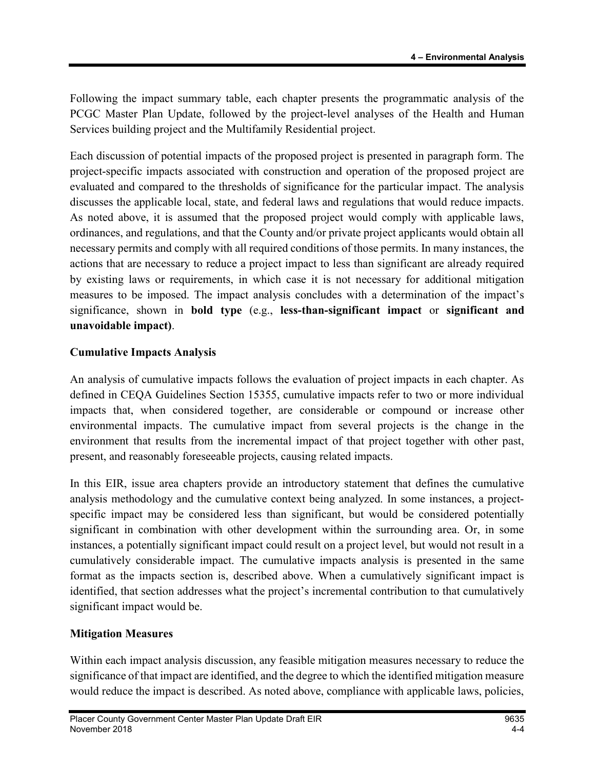Following the impact summary table, each chapter presents the programmatic analysis of the PCGC Master Plan Update, followed by the project-level analyses of the Health and Human Services building project and the Multifamily Residential project.

Each discussion of potential impacts of the proposed project is presented in paragraph form. The project-specific impacts associated with construction and operation of the proposed project are evaluated and compared to the thresholds of significance for the particular impact. The analysis discusses the applicable local, state, and federal laws and regulations that would reduce impacts. As noted above, it is assumed that the proposed project would comply with applicable laws, ordinances, and regulations, and that the County and/or private project applicants would obtain all necessary permits and comply with all required conditions of those permits. In many instances, the actions that are necessary to reduce a project impact to less than significant are already required by existing laws or requirements, in which case it is not necessary for additional mitigation measures to be imposed. The impact analysis concludes with a determination of the impact's significance, shown in **bold type** (e.g., **less-than-significant impact** or **significant and unavoidable impact)**.

## Cumulative Impacts Analysis

An analysis of cumulative impacts follows the evaluation of project impacts in each chapter. As defined in CEQA Guidelines Section 15355, cumulative impacts refer to two or more individual impacts that, when considered together, are considerable or compound or increase other environmental impacts. The cumulative impact from several projects is the change in the environment that results from the incremental impact of that project together with other past, present, and reasonably foreseeable projects, causing related impacts.

In this EIR, issue area chapters provide an introductory statement that defines the cumulative analysis methodology and the cumulative context being analyzed. In some instances, a project-specific impact may be considered less than significant, but would be considered potentially significant in combination with other development within the surrounding area. Or, in some instances, a potentially significant impact could result on a project level, but would not result in a cumulatively considerable impact. The cumulative impacts analysis is presented in the same format as the impacts section is, described above. When a cumulatively significant impact is identified, that section addresses what the project's incremental contribution to that cumulatively significant impact would be.

## Mitigation Measures

Within each impact analysis discussion, any feasible mitigation measures necessary to reduce the significance of that impact are identified, and the degree to which the identified mitigation measure would reduce the impact is described. As noted above, compliance with applicable laws, policies,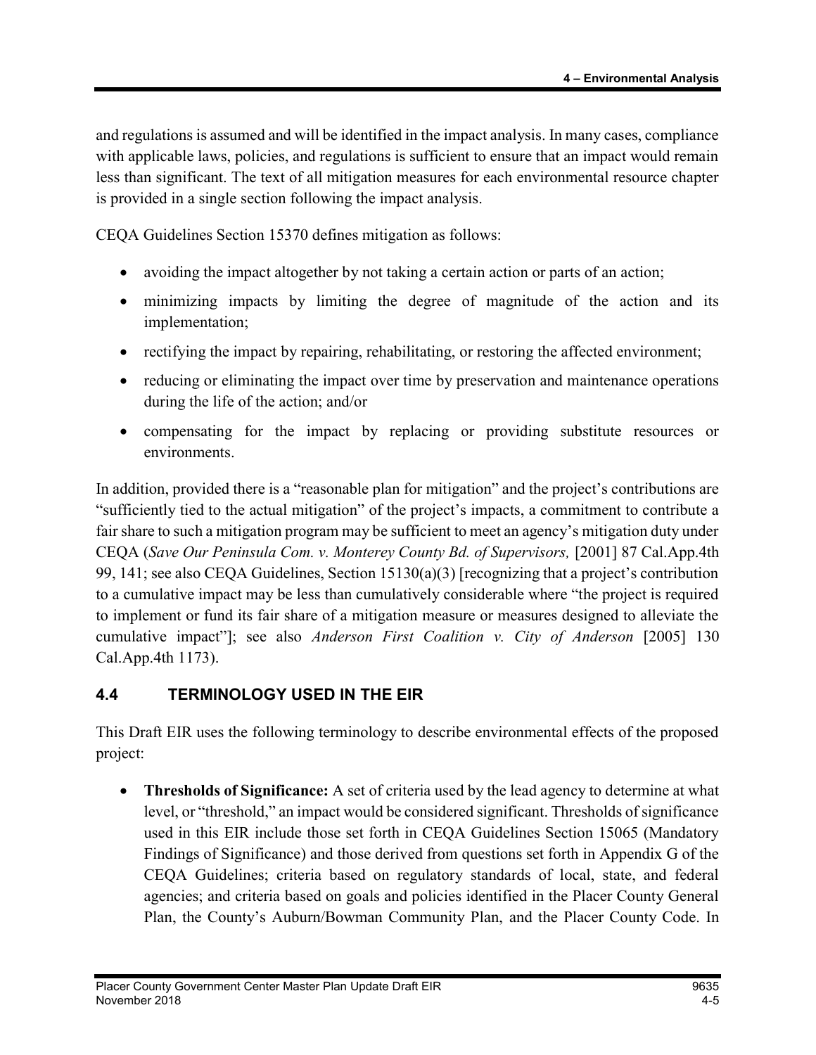and regulations is assumed and will be identified in the impact analysis. In many cases, compliance with applicable laws, policies, and regulations is sufficient to ensure that an impact would remain less than significant. The text of all mitigation measures for each environmental resource chapter is provided in a single section following the impact analysis.

CEQA Guidelines Section 15370 defines mitigation as follows:

- avoiding the impact altogether by not taking a certain action or parts of an action;
- minimizing impacts by limiting the degree of magnitude of the action and its implementation;
- rectifying the impact by repairing, rehabilitating, or restoring the affected environment;
- reducing or eliminating the impact over time by preservation and maintenance operations during the life of the action; and/or
- compensating for the impact by replacing or providing substitute resources or environments.

In addition, provided there is a "reasonable plan for mitigation" and the project's contributions are "sufficiently tied to the actual mitigation" of the project's impacts, a commitment to contribute a fair share to such a mitigation program may be sufficient to meet an agency's mitigation duty under CEQA (*Save Our Peninsula Com. v. Monterey County Bd. of Supervisors,* [2001] 87 Cal.App.4th 99, 141; see also CEQA Guidelines, Section 15130(a)(3) [recognizing that a project's contribution to a cumulative impact may be less than cumulatively considerable where "the project is required to implement or fund its fair share of a mitigation measure or measures designed to alleviate the cumulative impact"]; see also *Anderson First Coalition v. City of Anderson* [2005] 130 Cal.App.4th 1173).

## 4.4 TERMINOLOGY USED IN THE EIR

This Draft EIR uses the following terminology to describe environmental effects of the proposed project:

- **Thresholds of Significance:** A set of criteria used by the lead agency to determine at what level, or "threshold," an impact would be considered significant. Thresholds of significance used in this EIR include those set forth in CEQA Guidelines Section 15065 (Mandatory Findings of Significance) and those derived from questions set forth in Appendix G of the CEQA Guidelines; criteria based on regulatory standards of local, state, and federal agencies; and criteria based on goals and policies identified in the Placer County General Plan, the County's Auburn/Bowman Community Plan, and the Placer County Code. In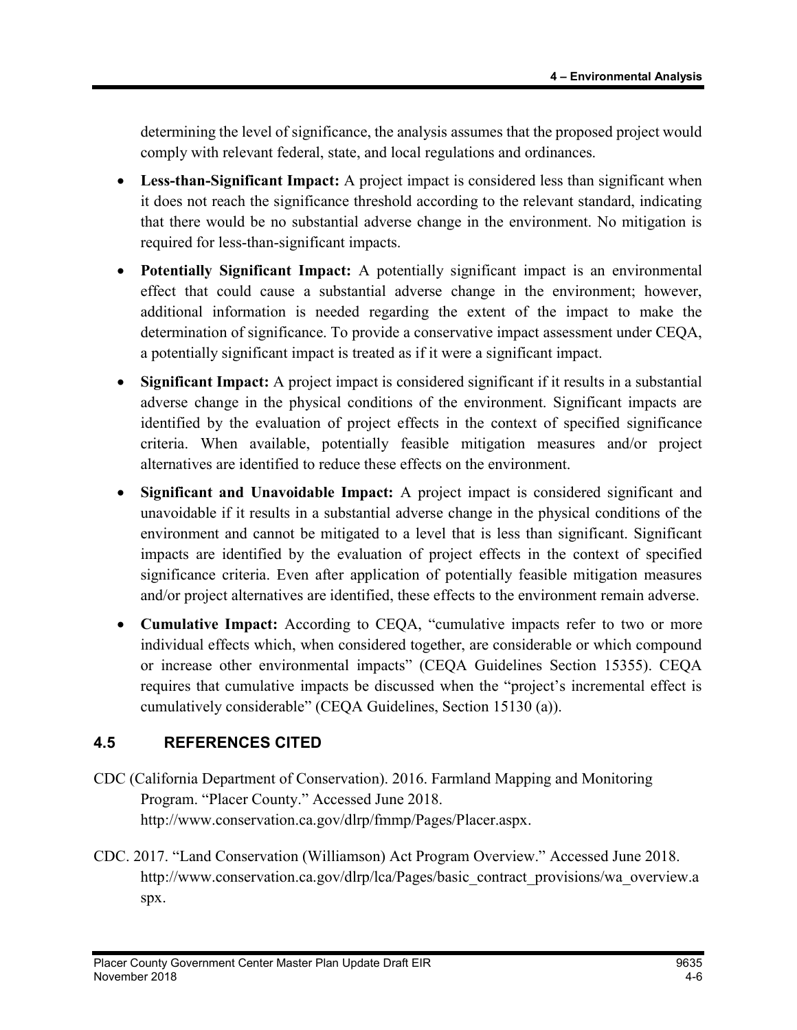determining the level of significance, the analysis assumes that the proposed project would comply with relevant federal, state, and local regulations and ordinances.

- **Less-than-Significant Impact:** A project impact is considered less than significant when it does not reach the significance threshold according to the relevant standard, indicating that there would be no substantial adverse change in the environment. No mitigation is required for less-than-significant impacts.
- **Potentially Significant Impact:** A potentially significant impact is an environmental effect that could cause a substantial adverse change in the environment; however, additional information is needed regarding the extent of the impact to make the determination of significance. To provide a conservative impact assessment under CEQA, a potentially significant impact is treated as if it were a significant impact.
- **Significant Impact:** A project impact is considered significant if it results in a substantial adverse change in the physical conditions of the environment. Significant impacts are identified by the evaluation of project effects in the context of specified significance criteria. When available, potentially feasible mitigation measures and/or project alternatives are identified to reduce these effects on the environment.
- **Significant and Unavoidable Impact:** A project impact is considered significant and unavoidable if it results in a substantial adverse change in the physical conditions of the environment and cannot be mitigated to a level that is less than significant. Significant impacts are identified by the evaluation of project effects in the context of specified significance criteria. Even after application of potentially feasible mitigation measures and/or project alternatives are identified, these effects to the environment remain adverse.
- **Cumulative Impact:** According to CEQA, "cumulative impacts refer to two or more individual effects which, when considered together, are considerable or which compound or increase other environmental impacts" (CEQA Guidelines Section 15355). CEQA requires that cumulative impacts be discussed when the "project's incremental effect is cumulatively considerable" (CEQA Guidelines, Section 15130 (a)).

## 4.5 REFERENCES CITED

CDC (California Department of Conservation). 2016. Farmland Mapping and Monitoring Program. "Placer County." Accessed June 2018. http://www.conservation.ca.gov/dlrp/fmmp/Pages/Placer.aspx.

CDC. 2017. "Land Conservation (Williamson) Act Program Overview." Accessed June 2018. http://www.conservation.ca.gov/dlrp/lca/Pages/basic_contract_provisions/wa_overview.aspx.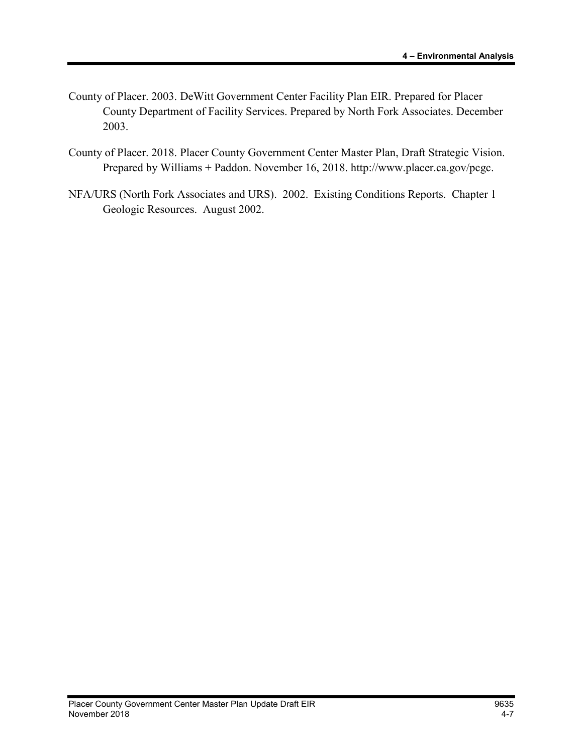County of Placer. 2003. DeWitt Government Center Facility Plan EIR. Prepared for Placer County Department of Facility Services. Prepared by North Fork Associates. December 2003.

County of Placer. 2018. Placer County Government Center Master Plan, Draft Strategic Vision. Prepared by Williams + Paddon. November 16, 2018. http://www.placer.ca.gov/pcgc.

NFA/URS (North Fork Associates and URS). 2002. Existing Conditions Reports. Chapter 1 Geologic Resources. August 2002.